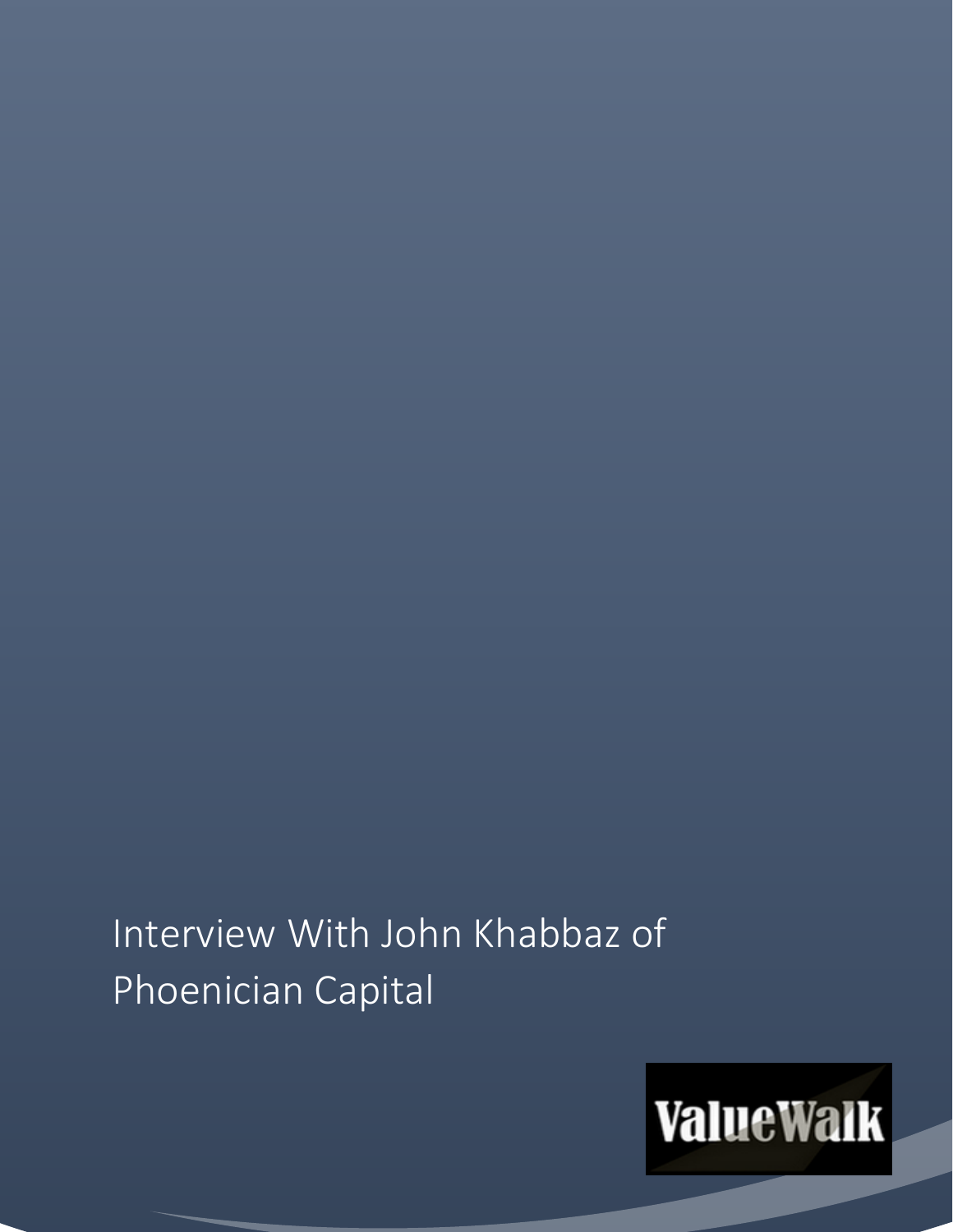# Interview With John Khabbaz of Phoenician Capital

ValueWalk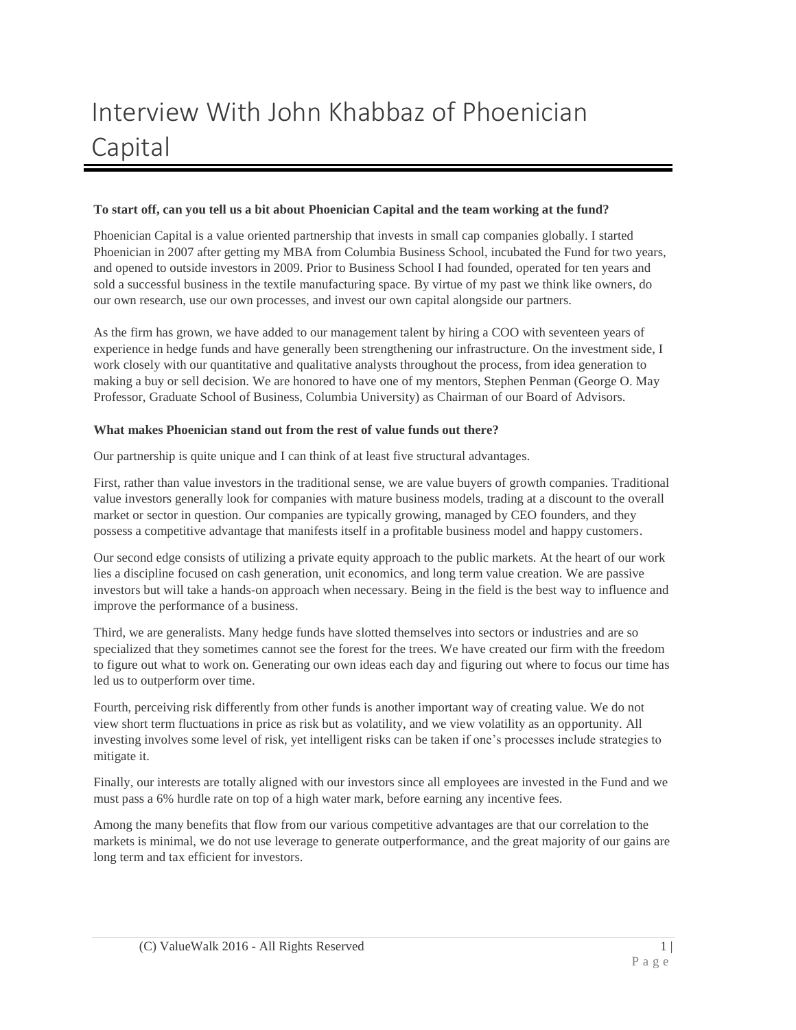# Interview With John Khabbaz of Phoenician Capital

**To start off, can you tell us a bit about Phoenician Capital and the team working at the fund?**

Phoenician Capital is a value oriented partnership that invests in small cap companies globally. I started Phoenician in 2007 after getting my MBA from Columbia Business School, incubated the Fund for two years, and opened to outside investors in 2009. Prior to Business School I had founded, operated for ten years and sold a successful business in the textile manufacturing space. By virtue of my past we think like owners, do our own research, use our own processes, and invest our own capital alongside our partners.

As the firm has grown, we have added to our management talent by hiring a COO with seventeen years of experience in hedge funds and have generally been strengthening our infrastructure. On the investment side, I work closely with our quantitative and qualitative analysts throughout the process, from idea generation to making a buy or sell decision. We are honored to have one of my mentors, Stephen Penman (George O. May Professor, Graduate School of Business, Columbia University) as Chairman of our Board of Advisors.

**What makes Phoenician stand out from the rest of value funds out there?**

Our partnership is quite unique and I can think of at least five structural advantages.

First, rather than value investors in the traditional sense, we are value buyers of growth companies. Traditional value investors generally look for companies with mature business models, trading at a discount to the overall market or sector in question. Our companies are typically growing, managed by CEO founders, and they possess a competitive advantage that manifests itself in a profitable business model and happy customers.

Our second edge consists of utilizing a private equity approach to the public markets. At the heart of our work lies a discipline focused on cash generation, unit economics, and long term value creation. We are passive investors but will take a hands-on approach when necessary. Being in the field is the best way to influence and improve the performance of a business.

Third, we are generalists. Many hedge funds have slotted themselves into sectors or industries and are so specialized that they sometimes cannot see the forest for the trees. We have created our firm with the freedom to figure out what to work on. Generating our own ideas each day and figuring out where to focus our time has led us to outperform over time.

Fourth, perceiving risk differently from other funds is another important way of creating value. We do not view short term fluctuations in price as risk but as volatility, and we view volatility as an opportunity. All investing involves some level of risk, yet intelligent risks can be taken if one's processes include strategies to mitigate it.

Finally, our interests are totally aligned with our investors since all employees are invested in the Fund and we must pass a 6% hurdle rate on top of a high water mark, before earning any incentive fees.

Among the many benefits that flow from our various competitive advantages are that our correlation to the markets is minimal, we do not use leverage to generate outperformance, and the great majority of our gains are long term and tax efficient for investors.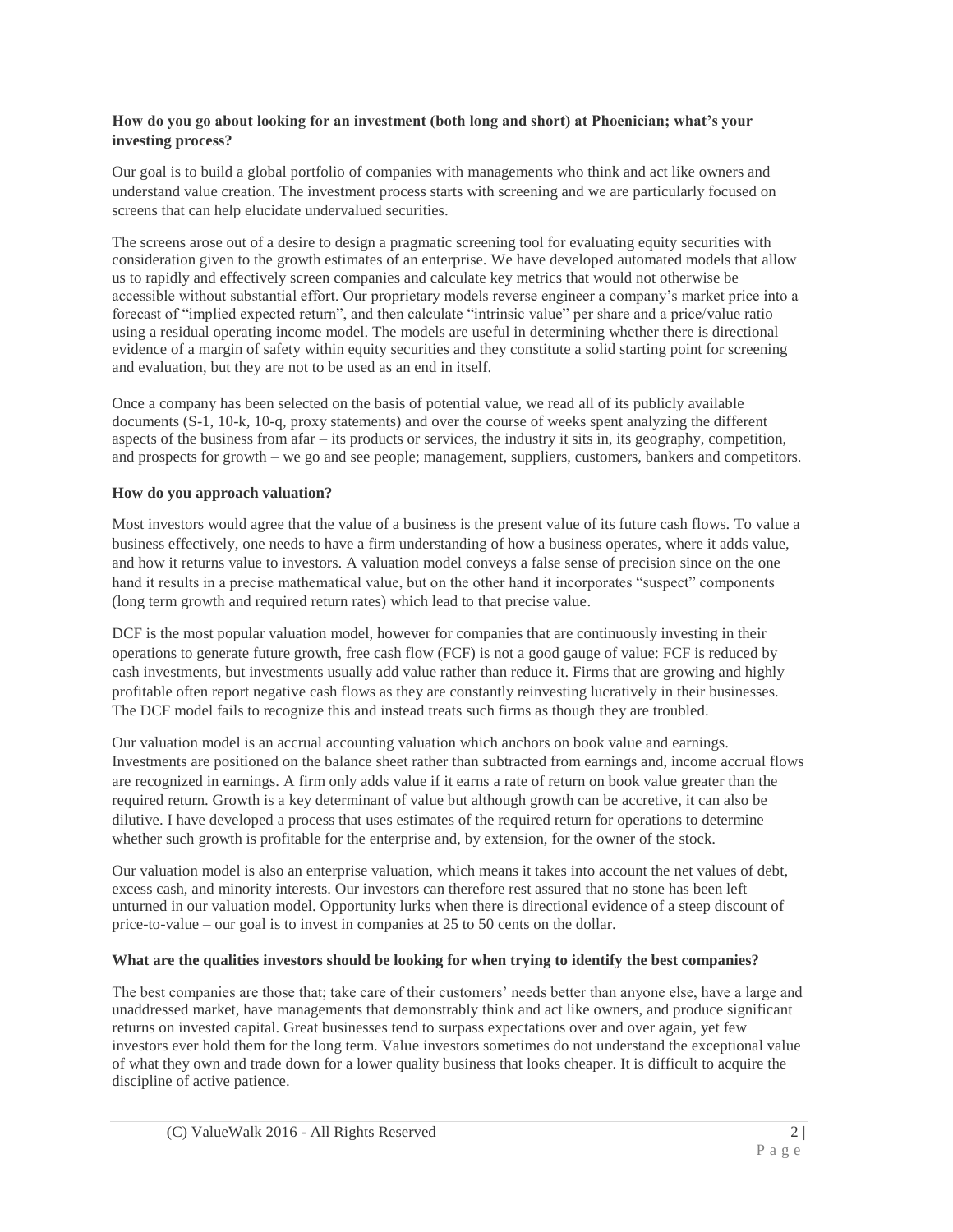**How do you go about looking for an investment (both long and short) at Phoenician; what's your investing process?**

Our goal is to build a global portfolio of companies with managements who think and act like owners and understand value creation. The investment process starts with screening and we are particularly focused on screens that can help elucidate undervalued securities.

The screens arose out of a desire to design a pragmatic screening tool for evaluating equity securities with consideration given to the growth estimates of an enterprise. We have developed automated models that allow us to rapidly and effectively screen companies and calculate key metrics that would not otherwise be accessible without substantial effort. Our proprietary models reverse engineer a company's market price into a forecast of "implied expected return", and then calculate "intrinsic value" per share and a price/value ratio using a residual operating income model. The models are useful in determining whether there is directional evidence of a margin of safety within equity securities and they constitute a solid starting point for screening and evaluation, but they are not to be used as an end in itself.

Once a company has been selected on the basis of potential value, we read all of its publicly available documents (S-1, 10-k, 10-q, proxy statements) and over the course of weeks spent analyzing the different aspects of the business from afar – its products or services, the industry it sits in, its geography, competition, and prospects for growth – we go and see people; management, suppliers, customers, bankers and competitors.

**How do you approach valuation?**

Most investors would agree that the value of a business is the present value of its future cash flows. To value a business effectively, one needs to have a firm understanding of how a business operates, where it adds value, and how it returns value to investors. A valuation model conveys a false sense of precision since on the one hand it results in a precise mathematical value, but on the other hand it incorporates "suspect" components (long term growth and required return rates) which lead to that precise value.

DCF is the most popular valuation model, however for companies that are continuously investing in their operations to generate future growth, free cash flow (FCF) is not a good gauge of value: FCF is reduced by cash investments, but investments usually add value rather than reduce it. Firms that are growing and highly profitable often report negative cash flows as they are constantly reinvesting lucratively in their businesses. The DCF model fails to recognize this and instead treats such firms as though they are troubled.

Our valuation model is an accrual accounting valuation which anchors on book value and earnings. Investments are positioned on the balance sheet rather than subtracted from earnings and, income accrual flows are recognized in earnings. A firm only adds value if it earns a rate of return on book value greater than the required return. Growth is a key determinant of value but although growth can be accretive, it can also be dilutive. I have developed a process that uses estimates of the required return for operations to determine whether such growth is profitable for the enterprise and, by extension, for the owner of the stock.

Our valuation model is also an enterprise valuation, which means it takes into account the net values of debt, excess cash, and minority interests. Our investors can therefore rest assured that no stone has been left unturned in our valuation model. Opportunity lurks when there is directional evidence of a steep discount of price-to-value – our goal is to invest in companies at 25 to 50 cents on the dollar.

**What are the qualities investors should be looking for when trying to identify the best companies?**

The best companies are those that; take care of their customers' needs better than anyone else, have a large and unaddressed market, have managements that demonstrably think and act like owners, and produce significant returns on invested capital. Great businesses tend to surpass expectations over and over again, yet few investors ever hold them for the long term. Value investors sometimes do not understand the exceptional value of what they own and trade down for a lower quality business that looks cheaper. It is difficult to acquire the discipline of active patience.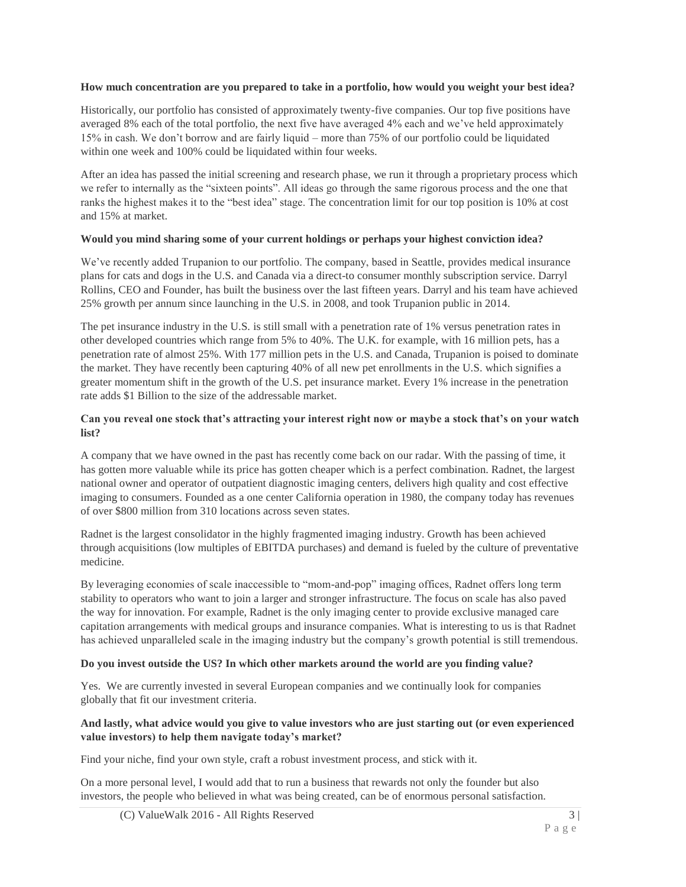**How much concentration are you prepared to take in a portfolio, how would you weight your best idea?**

Historically, our portfolio has consisted of approximately twenty-five companies. Our top five positions have averaged 8% each of the total portfolio, the next five have averaged 4% each and we've held approximately 15% in cash. We don't borrow and are fairly liquid – more than 75% of our portfolio could be liquidated within one week and 100% could be liquidated within four weeks.

After an idea has passed the initial screening and research phase, we run it through a proprietary process which we refer to internally as the "sixteen points". All ideas go through the same rigorous process and the one that ranks the highest makes it to the "best idea" stage. The concentration limit for our top position is 10% at cost and 15% at market.

**Would you mind sharing some of your current holdings or perhaps your highest conviction idea?**

We've recently added Trupanion to our portfolio. The company, based in Seattle, provides medical insurance plans for cats and dogs in the U.S. and Canada via a direct-to consumer monthly subscription service. Darryl Rollins, CEO and Founder, has built the business over the last fifteen years. Darryl and his team have achieved 25% growth per annum since launching in the U.S. in 2008, and took Trupanion public in 2014.

The pet insurance industry in the U.S. is still small with a penetration rate of 1% versus penetration rates in other developed countries which range from 5% to 40%. The U.K. for example, with 16 million pets, has a penetration rate of almost 25%. With 177 million pets in the U.S. and Canada, Trupanion is poised to dominate the market. They have recently been capturing 40% of all new pet enrollments in the U.S. which signifies a greater momentum shift in the growth of the U.S. pet insurance market. Every 1% increase in the penetration rate adds $1 Billion to the size of the addressable market.

**Can you reveal one stock that's attracting your interest right now or maybe a stock that's on your watch list?**

A company that we have owned in the past has recently come back on our radar. With the passing of time, it has gotten more valuable while its price has gotten cheaper which is a perfect combination. Radnet, the largest national owner and operator of outpatient diagnostic imaging centers, delivers high quality and cost effective imaging to consumers. Founded as a one center California operation in 1980, the company today has revenues of over $800 million from 310 locations across seven states.

Radnet is the largest consolidator in the highly fragmented imaging industry. Growth has been achieved through acquisitions (low multiples of EBITDA purchases) and demand is fueled by the culture of preventative medicine.

By leveraging economies of scale inaccessible to "mom-and-pop" imaging offices, Radnet offers long term stability to operators who want to join a larger and stronger infrastructure. The focus on scale has also paved the way for innovation. For example, Radnet is the only imaging center to provide exclusive managed care capitation arrangements with medical groups and insurance companies. What is interesting to us is that Radnet has achieved unparalleled scale in the imaging industry but the company's growth potential is still tremendous.

**Do you invest outside the US? In which other markets around the world are you finding value?**

Yes. We are currently invested in several European companies and we continually look for companies globally that fit our investment criteria.

**And lastly, what advice would you give to value investors who are just starting out (or even experienced value investors) to help them navigate today's market?**

Find your niche, find your own style, craft a robust investment process, and stick with it.

On a more personal level, I would add that to run a business that rewards not only the founder but also investors, the people who believed in what was being created, can be of enormous personal satisfaction.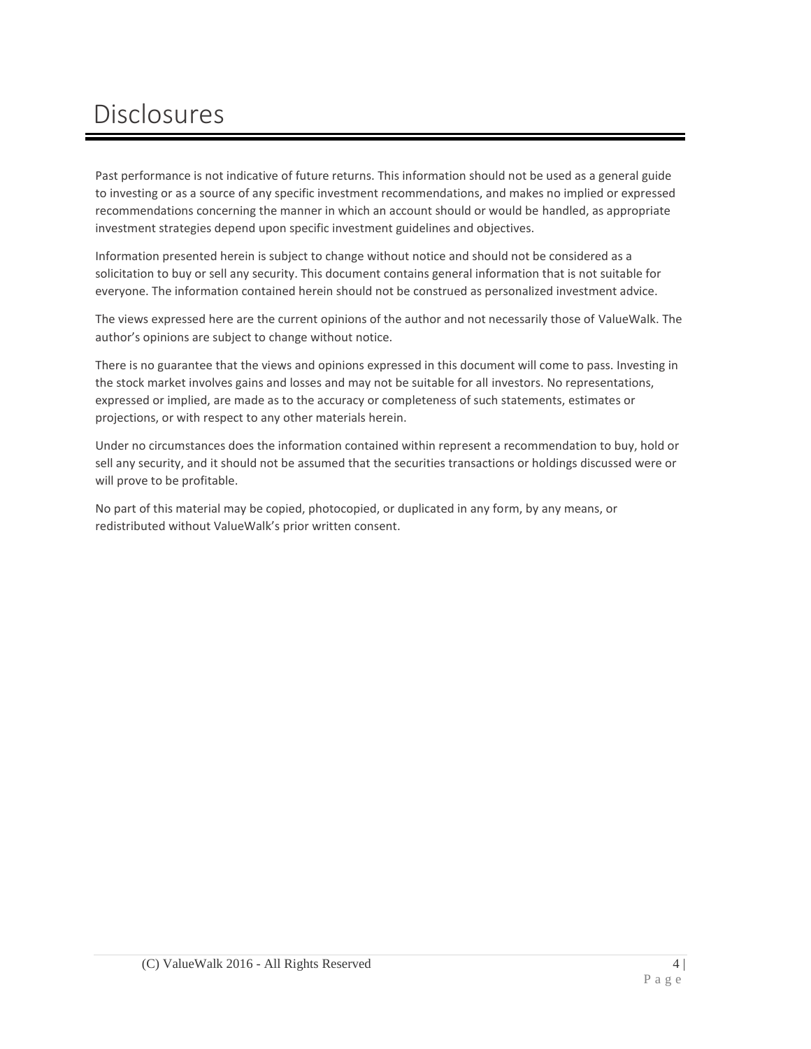# Disclosures

Past performance is not indicative of future returns. This information should not be used as a general guide to investing or as a source of any specific investment recommendations, and makes no implied or expressed recommendations concerning the manner in which an account should or would be handled, as appropriate investment strategies depend upon specific investment guidelines and objectives.

Information presented herein is subject to change without notice and should not be considered as a solicitation to buy or sell any security. This document contains general information that is not suitable for everyone. The information contained herein should not be construed as personalized investment advice.

The views expressed here are the current opinions of the author and not necessarily those of ValueWalk. The author's opinions are subject to change without notice.

There is no guarantee that the views and opinions expressed in this document will come to pass. Investing in the stock market involves gains and losses and may not be suitable for all investors. No representations, expressed or implied, are made as to the accuracy or completeness of such statements, estimates or projections, or with respect to any other materials herein.

Under no circumstances does the information contained within represent a recommendation to buy, hold or sell any security, and it should not be assumed that the securities transactions or holdings discussed were or will prove to be profitable.

No part of this material may be copied, photocopied, or duplicated in any form, by any means, or redistributed without ValueWalk's prior written consent.